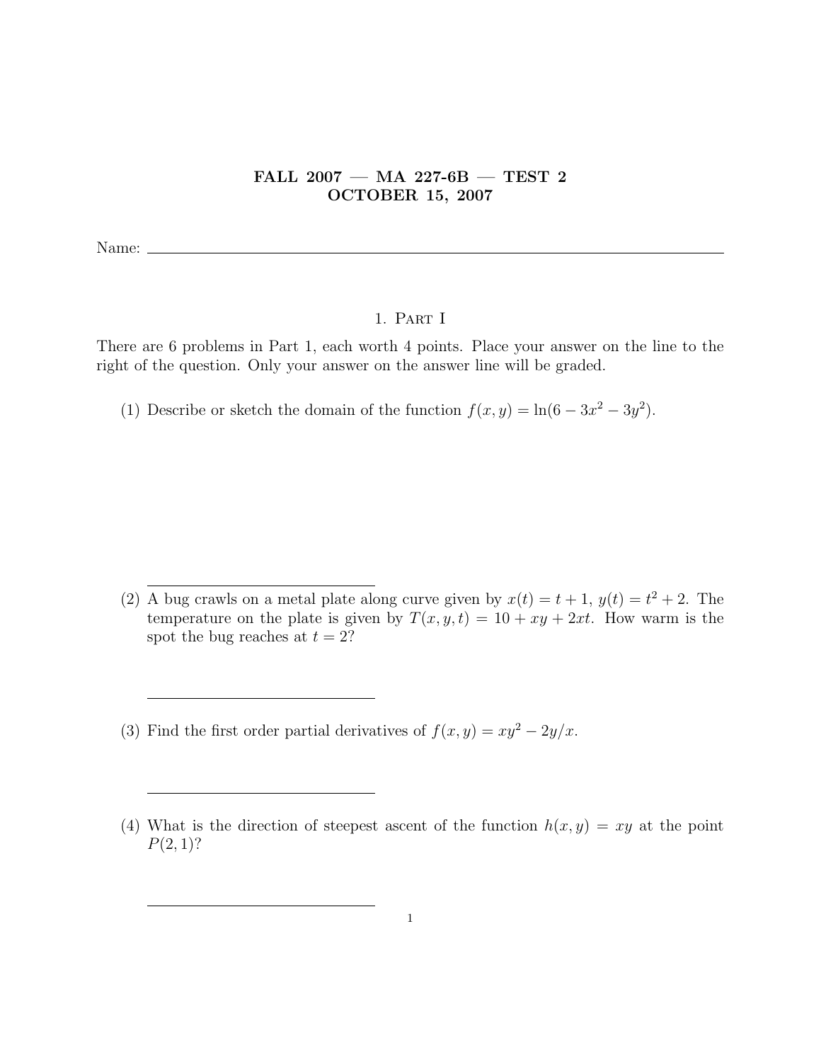# FALL 2007 — MA 227-6B — TEST 2
## OCTOBER 15, 2007

Name: ______________________________

## 1. Part I

There are 6 problems in Part 1, each worth 4 points. Place your answer on the line to the right of the question. Only your answer on the answer line will be graded.

(1) Describe or sketch the domain of the function $f(x, y) = \ln(6 - 3x^2 - 3y^2)$.

______________________________

(2) A bug crawls on a metal plate along curve given by $x(t) = t + 1$, $y(t) = t^2 + 2$. The temperature on the plate is given by $T(x, y, t) = 10 + xy + 2xt$. How warm is the spot the bug reaches at $t = 2$?

______________________________

(3) Find the first order partial derivatives of $f(x, y) = xy^2 - 2y/x$.

______________________________

(4) What is the direction of steepest ascent of the function $h(x, y) = xy$ at the point $P(2, 1)$?

______________________________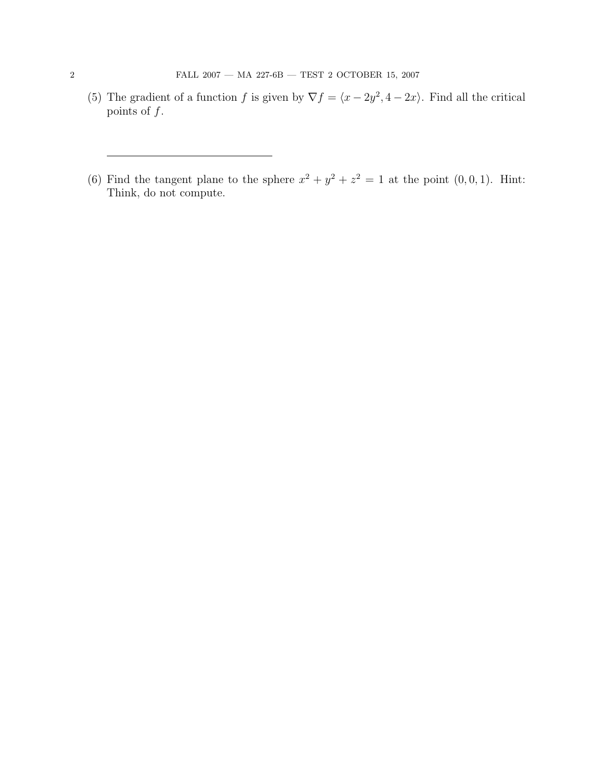(5) The gradient of a function $f$ is given by $\nabla f = \langle x - 2y^2, 4 - 2x \rangle$. Find all the critical points of $f$.

---

(6) Find the tangent plane to the sphere $x^2 + y^2 + z^2 = 1$ at the point $(0, 0, 1)$. Hint: Think, do not compute.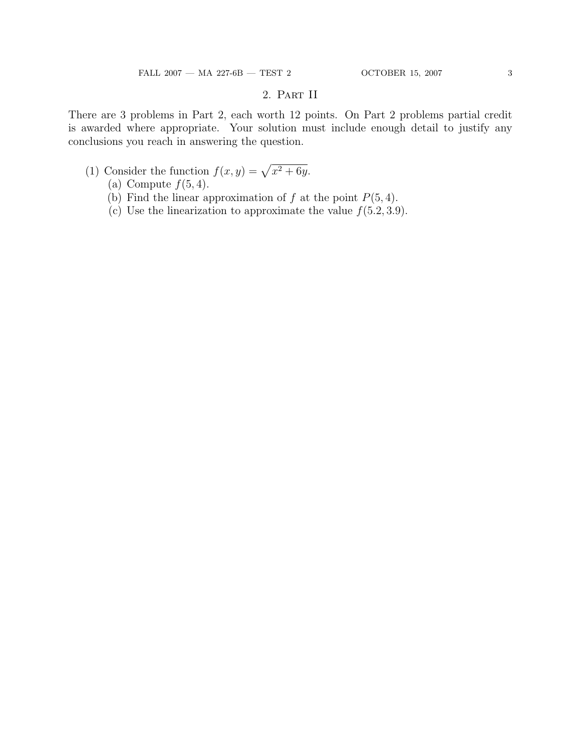## 2. Part II

There are 3 problems in Part 2, each worth 12 points. On Part 2 problems partial credit is awarded where appropriate. Your solution must include enough detail to justify any conclusions you reach in answering the question.

(1) Consider the function $f(x, y) = \sqrt{x^2 + 6y}$.
   (a) Compute $f(5, 4)$.
   (b) Find the linear approximation of $f$ at the point $P(5, 4)$.
   (c) Use the linearization to approximate the value $f(5.2, 3.9)$.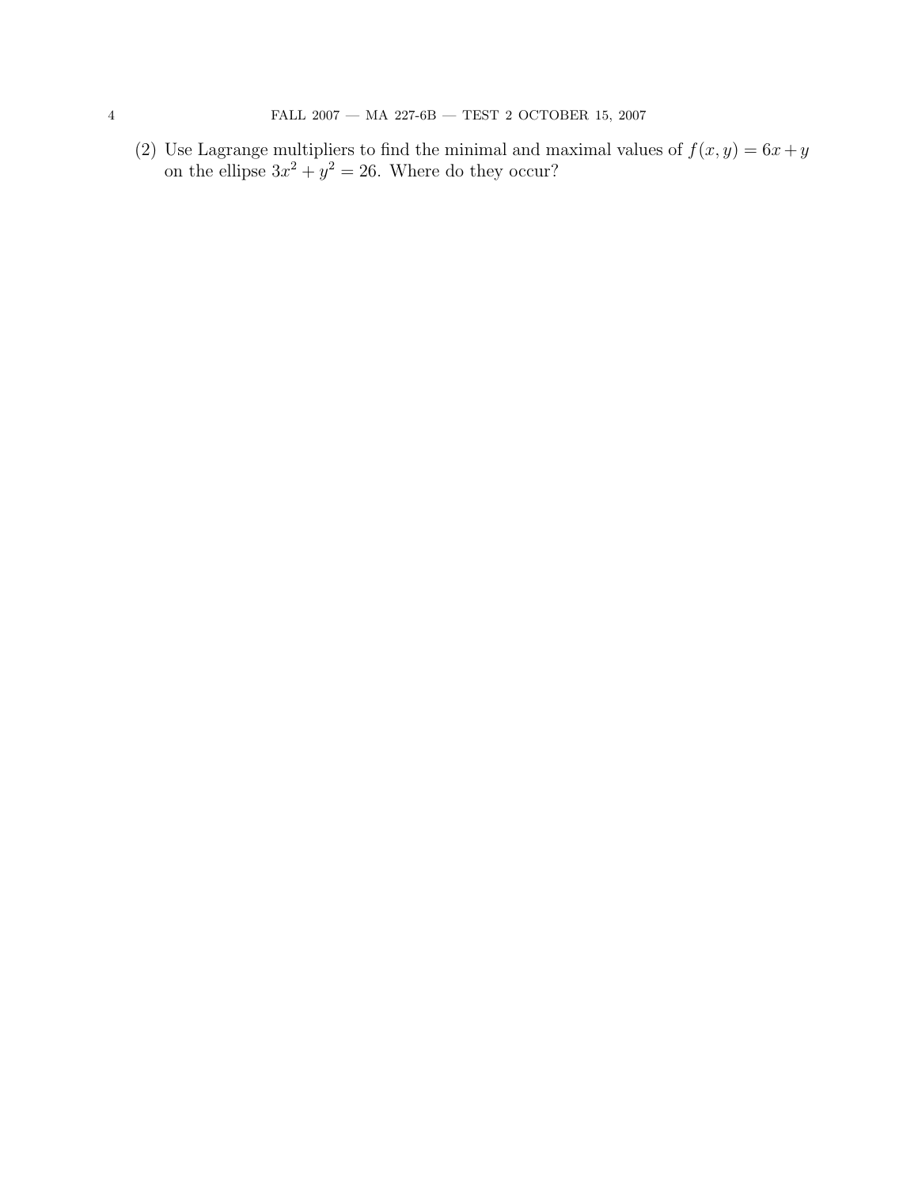(2) Use Lagrange multipliers to find the minimal and maximal values of $f(x, y) = 6x + y$ on the ellipse $3x^2 + y^2 = 26$. Where do they occur?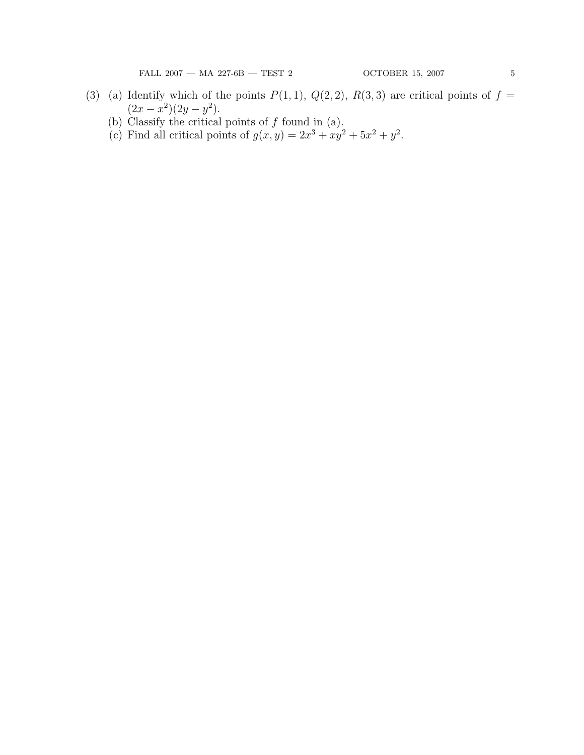(3) (a) Identify which of the points $P(1,1)$, $Q(2,2)$, $R(3,3)$ are critical points of $f = (2x - x^2)(2y - y^2)$.

(b) Classify the critical points of $f$ found in (a).

(c) Find all critical points of $g(x, y) = 2x^3 + xy^2 + 5x^2 + y^2$.